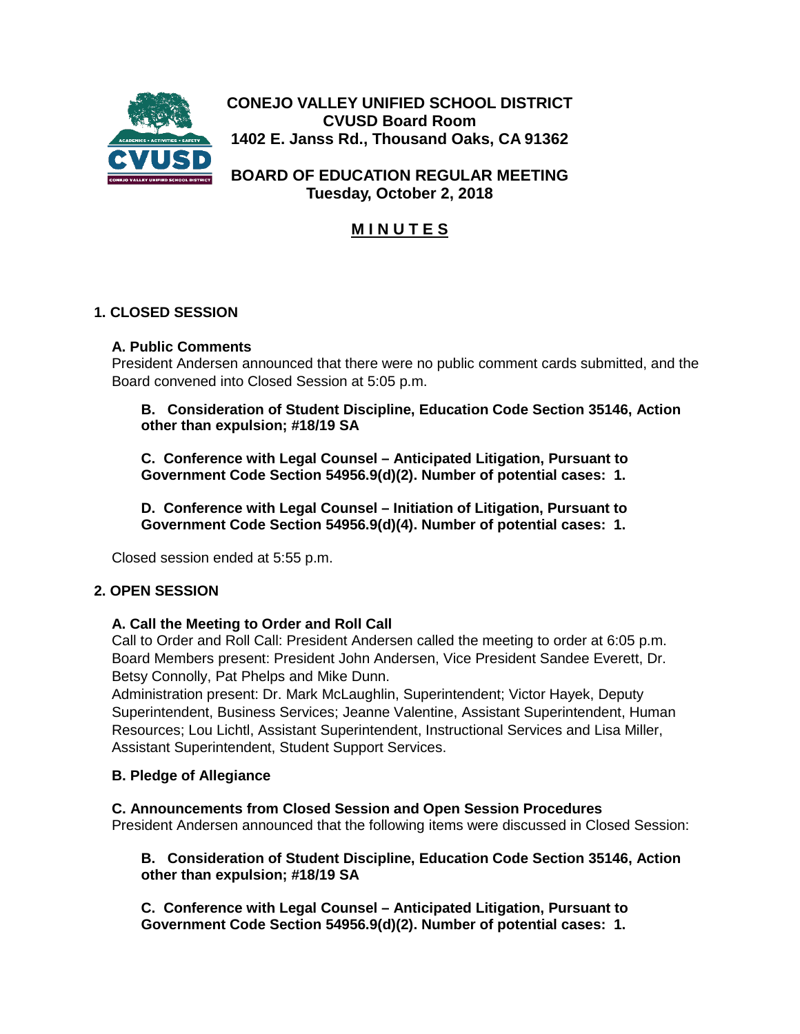# CONEJO VALLEY UNIFIED SCHOOL DISTRICT
## CVUSD Board Room
## 1402 E. Janss Rd., Thousand Oaks, CA 91362

## BOARD OF EDUCATION REGULAR MEETING
## Tuesday, October 2, 2018

## M I N U T E S

### 1. CLOSED SESSION

**A. Public Comments**

President Andersen announced that there were no public comment cards submitted, and the Board convened into Closed Session at 5:05 p.m.

**B. Consideration of Student Discipline, Education Code Section 35146, Action other than expulsion; #18/19 SA**

**C. Conference with Legal Counsel – Anticipated Litigation, Pursuant to Government Code Section 54956.9(d)(2). Number of potential cases: 1.**

**D. Conference with Legal Counsel – Initiation of Litigation, Pursuant to Government Code Section 54956.9(d)(4). Number of potential cases: 1.**

Closed session ended at 5:55 p.m.

### 2. OPEN SESSION

**A. Call the Meeting to Order and Roll Call**

Call to Order and Roll Call: President Andersen called the meeting to order at 6:05 p.m.
Board Members present: President John Andersen, Vice President Sandee Everett, Dr. Betsy Connolly, Pat Phelps and Mike Dunn.
Administration present: Dr. Mark McLaughlin, Superintendent; Victor Hayek, Deputy Superintendent, Business Services; Jeanne Valentine, Assistant Superintendent, Human Resources; Lou Lichtl, Assistant Superintendent, Instructional Services and Lisa Miller, Assistant Superintendent, Student Support Services.

**B. Pledge of Allegiance**

**C. Announcements from Closed Session and Open Session Procedures**

President Andersen announced that the following items were discussed in Closed Session:

**B. Consideration of Student Discipline, Education Code Section 35146, Action other than expulsion; #18/19 SA**

**C. Conference with Legal Counsel – Anticipated Litigation, Pursuant to Government Code Section 54956.9(d)(2). Number of potential cases: 1.**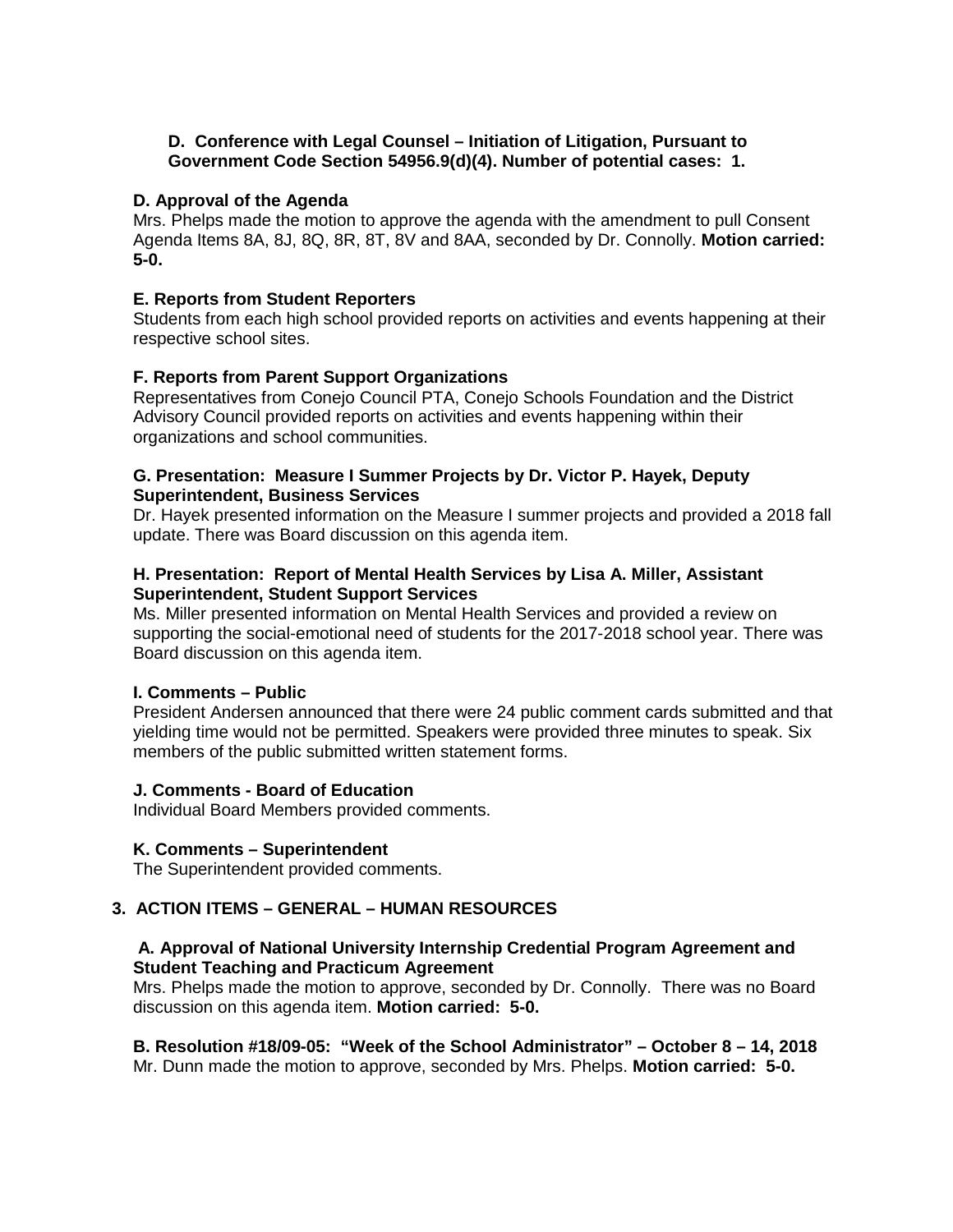**D. Conference with Legal Counsel – Initiation of Litigation, Pursuant to Government Code Section 54956.9(d)(4). Number of potential cases: 1.**

**D. Approval of the Agenda**
Mrs. Phelps made the motion to approve the agenda with the amendment to pull Consent Agenda Items 8A, 8J, 8Q, 8R, 8T, 8V and 8AA, seconded by Dr. Connolly. **Motion carried: 5-0.**

**E. Reports from Student Reporters**
Students from each high school provided reports on activities and events happening at their respective school sites.

**F. Reports from Parent Support Organizations**
Representatives from Conejo Council PTA, Conejo Schools Foundation and the District Advisory Council provided reports on activities and events happening within their organizations and school communities.

**G. Presentation: Measure I Summer Projects by Dr. Victor P. Hayek, Deputy Superintendent, Business Services**
Dr. Hayek presented information on the Measure I summer projects and provided a 2018 fall update. There was Board discussion on this agenda item.

**H. Presentation: Report of Mental Health Services by Lisa A. Miller, Assistant Superintendent, Student Support Services**
Ms. Miller presented information on Mental Health Services and provided a review on supporting the social-emotional need of students for the 2017-2018 school year. There was Board discussion on this agenda item.

**I. Comments – Public**
President Andersen announced that there were 24 public comment cards submitted and that yielding time would not be permitted. Speakers were provided three minutes to speak. Six members of the public submitted written statement forms.

**J. Comments - Board of Education**
Individual Board Members provided comments.

**K. Comments – Superintendent**
The Superintendent provided comments.

## 3. ACTION ITEMS – GENERAL – HUMAN RESOURCES

**A. Approval of National University Internship Credential Program Agreement and Student Teaching and Practicum Agreement**
Mrs. Phelps made the motion to approve, seconded by Dr. Connolly. There was no Board discussion on this agenda item. **Motion carried: 5-0.**

**B. Resolution #18/09-05: "Week of the School Administrator" – October 8 – 14, 2018**
Mr. Dunn made the motion to approve, seconded by Mrs. Phelps. **Motion carried: 5-0.**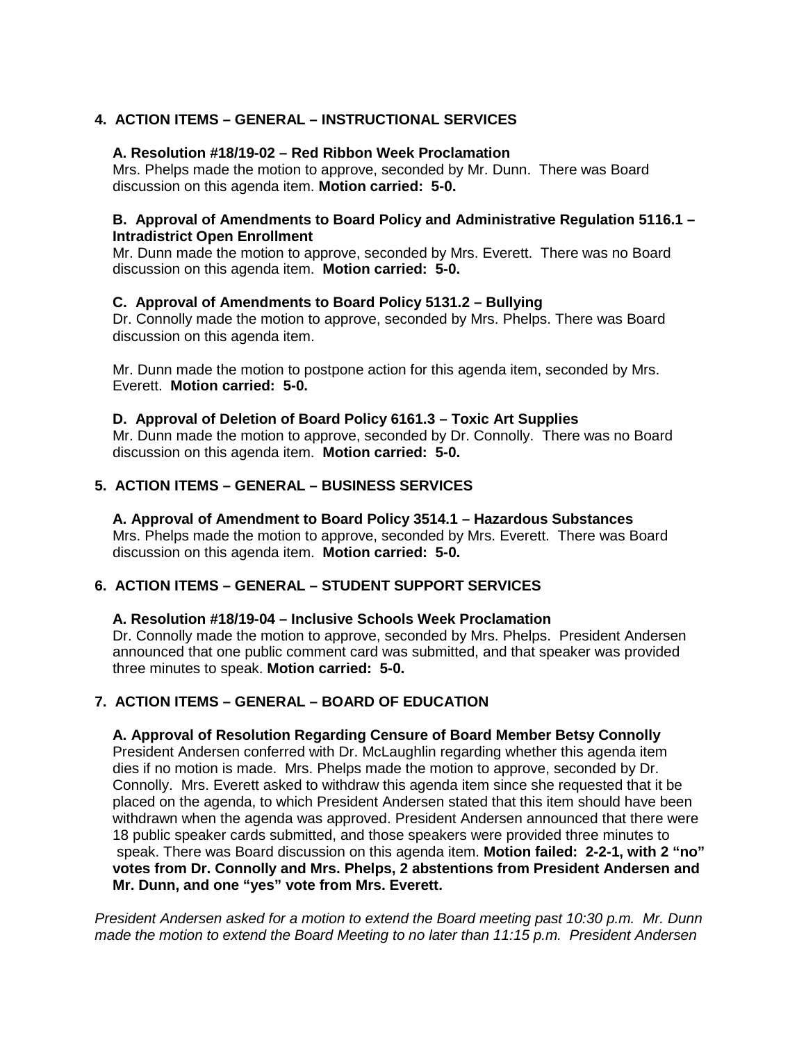## 4. ACTION ITEMS – GENERAL – INSTRUCTIONAL SERVICES

**A. Resolution #18/19-02 – Red Ribbon Week Proclamation**
Mrs. Phelps made the motion to approve, seconded by Mr. Dunn. There was Board discussion on this agenda item. **Motion carried: 5-0.**

**B. Approval of Amendments to Board Policy and Administrative Regulation 5116.1 – Intradistrict Open Enrollment**
Mr. Dunn made the motion to approve, seconded by Mrs. Everett. There was no Board discussion on this agenda item. **Motion carried: 5-0.**

**C. Approval of Amendments to Board Policy 5131.2 – Bullying**
Dr. Connolly made the motion to approve, seconded by Mrs. Phelps. There was Board discussion on this agenda item.

Mr. Dunn made the motion to postpone action for this agenda item, seconded by Mrs. Everett. **Motion carried: 5-0.**

**D. Approval of Deletion of Board Policy 6161.3 – Toxic Art Supplies**
Mr. Dunn made the motion to approve, seconded by Dr. Connolly. There was no Board discussion on this agenda item. **Motion carried: 5-0.**

## 5. ACTION ITEMS – GENERAL – BUSINESS SERVICES

**A. Approval of Amendment to Board Policy 3514.1 – Hazardous Substances**
Mrs. Phelps made the motion to approve, seconded by Mrs. Everett. There was Board discussion on this agenda item. **Motion carried: 5-0.**

## 6. ACTION ITEMS – GENERAL – STUDENT SUPPORT SERVICES

**A. Resolution #18/19-04 – Inclusive Schools Week Proclamation**
Dr. Connolly made the motion to approve, seconded by Mrs. Phelps. President Andersen announced that one public comment card was submitted, and that speaker was provided three minutes to speak. **Motion carried: 5-0.**

## 7. ACTION ITEMS – GENERAL – BOARD OF EDUCATION

**A. Approval of Resolution Regarding Censure of Board Member Betsy Connolly**
President Andersen conferred with Dr. McLaughlin regarding whether this agenda item dies if no motion is made. Mrs. Phelps made the motion to approve, seconded by Dr. Connolly. Mrs. Everett asked to withdraw this agenda item since she requested that it be placed on the agenda, to which President Andersen stated that this item should have been withdrawn when the agenda was approved. President Andersen announced that there were 18 public speaker cards submitted, and those speakers were provided three minutes to speak. There was Board discussion on this agenda item. **Motion failed: 2-2-1, with 2 "no" votes from Dr. Connolly and Mrs. Phelps, 2 abstentions from President Andersen and Mr. Dunn, and one "yes" vote from Mrs. Everett.**

*President Andersen asked for a motion to extend the Board meeting past 10:30 p.m. Mr. Dunn made the motion to extend the Board Meeting to no later than 11:15 p.m. President Andersen*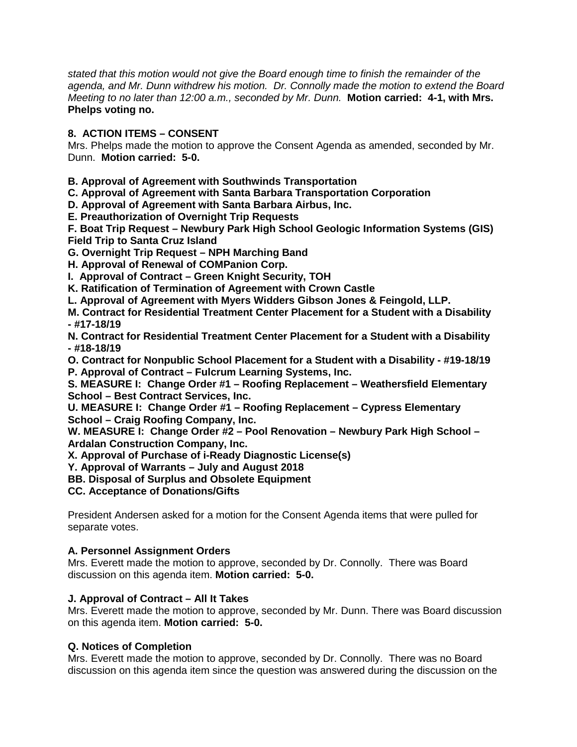*stated that this motion would not give the Board enough time to finish the remainder of the agenda, and Mr. Dunn withdrew his motion. Dr. Connolly made the motion to extend the Board Meeting to no later than 12:00 a.m., seconded by Mr. Dunn.* **Motion carried: 4-1, with Mrs. Phelps voting no.**

**8. ACTION ITEMS – CONSENT**

Mrs. Phelps made the motion to approve the Consent Agenda as amended, seconded by Mr. Dunn. **Motion carried: 5-0.**

**B. Approval of Agreement with Southwinds Transportation**
**C. Approval of Agreement with Santa Barbara Transportation Corporation**
**D. Approval of Agreement with Santa Barbara Airbus, Inc.**
**E. Preauthorization of Overnight Trip Requests**
**F. Boat Trip Request – Newbury Park High School Geologic Information Systems (GIS) Field Trip to Santa Cruz Island**
**G. Overnight Trip Request – NPH Marching Band**
**H. Approval of Renewal of COMPanion Corp.**
**I. Approval of Contract – Green Knight Security, TOH**
**K. Ratification of Termination of Agreement with Crown Castle**
**L. Approval of Agreement with Myers Widders Gibson Jones & Feingold, LLP.**
**M. Contract for Residential Treatment Center Placement for a Student with a Disability - #17-18/19**
**N. Contract for Residential Treatment Center Placement for a Student with a Disability - #18-18/19**
**O. Contract for Nonpublic School Placement for a Student with a Disability - #19-18/19**
**P. Approval of Contract – Fulcrum Learning Systems, Inc.**
**S. MEASURE I: Change Order #1 – Roofing Replacement – Weathersfield Elementary School – Best Contract Services, Inc.**
**U. MEASURE I: Change Order #1 – Roofing Replacement – Cypress Elementary School – Craig Roofing Company, Inc.**
**W. MEASURE I: Change Order #2 – Pool Renovation – Newbury Park High School – Ardalan Construction Company, Inc.**
**X. Approval of Purchase of i-Ready Diagnostic License(s)**
**Y. Approval of Warrants – July and August 2018**
**BB. Disposal of Surplus and Obsolete Equipment**
**CC. Acceptance of Donations/Gifts**

President Andersen asked for a motion for the Consent Agenda items that were pulled for separate votes.

**A. Personnel Assignment Orders**

Mrs. Everett made the motion to approve, seconded by Dr. Connolly. There was Board discussion on this agenda item. **Motion carried: 5-0.**

**J. Approval of Contract – All It Takes**

Mrs. Everett made the motion to approve, seconded by Mr. Dunn. There was Board discussion on this agenda item. **Motion carried: 5-0.**

**Q. Notices of Completion**

Mrs. Everett made the motion to approve, seconded by Dr. Connolly. There was no Board discussion on this agenda item since the question was answered during the discussion on the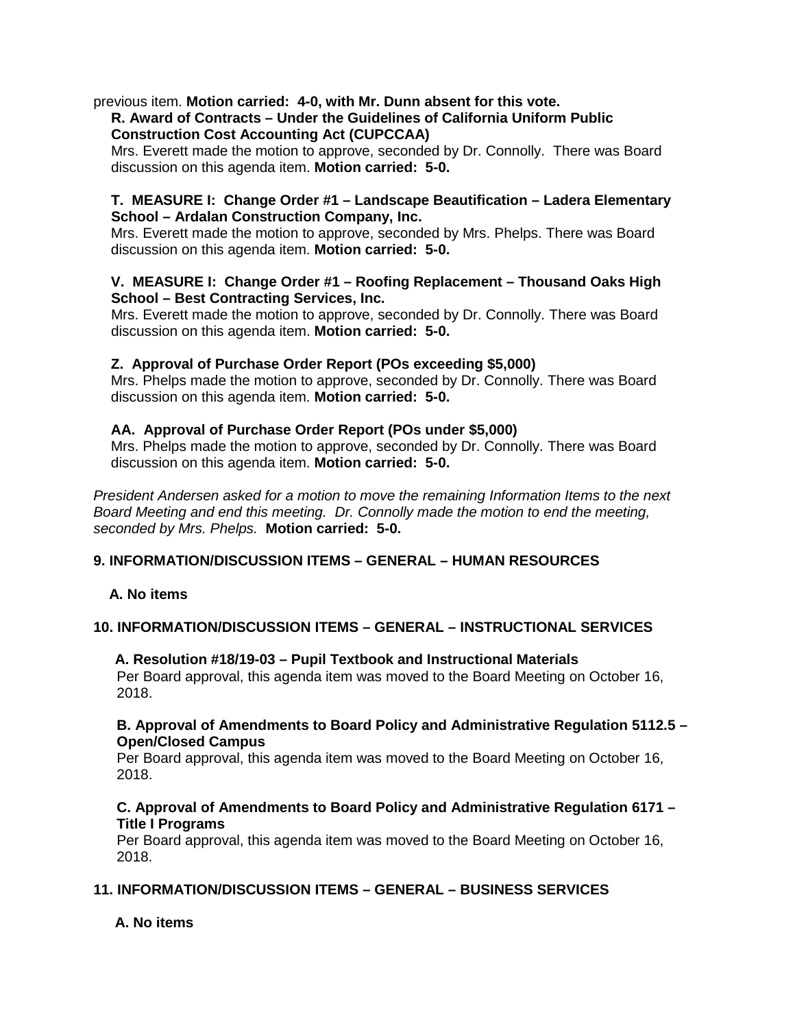previous item. **Motion carried: 4-0, with Mr. Dunn absent for this vote.**

**R. Award of Contracts – Under the Guidelines of California Uniform Public Construction Cost Accounting Act (CUPCCAA)**
Mrs. Everett made the motion to approve, seconded by Dr. Connolly. There was Board discussion on this agenda item. **Motion carried: 5-0.**

**T. MEASURE I: Change Order #1 – Landscape Beautification – Ladera Elementary School – Ardalan Construction Company, Inc.**
Mrs. Everett made the motion to approve, seconded by Mrs. Phelps. There was Board discussion on this agenda item. **Motion carried: 5-0.**

**V. MEASURE I: Change Order #1 – Roofing Replacement – Thousand Oaks High School – Best Contracting Services, Inc.**
Mrs. Everett made the motion to approve, seconded by Dr. Connolly. There was Board discussion on this agenda item. **Motion carried: 5-0.**

**Z. Approval of Purchase Order Report (POs exceeding $5,000)**
Mrs. Phelps made the motion to approve, seconded by Dr. Connolly. There was Board discussion on this agenda item. **Motion carried: 5-0.**

**AA. Approval of Purchase Order Report (POs under $5,000)**
Mrs. Phelps made the motion to approve, seconded by Dr. Connolly. There was Board discussion on this agenda item. **Motion carried: 5-0.**

*President Andersen asked for a motion to move the remaining Information Items to the next Board Meeting and end this meeting. Dr. Connolly made the motion to end the meeting, seconded by Mrs. Phelps.* **Motion carried: 5-0.**

## 9. INFORMATION/DISCUSSION ITEMS – GENERAL – HUMAN RESOURCES

**A. No items**

## 10. INFORMATION/DISCUSSION ITEMS – GENERAL – INSTRUCTIONAL SERVICES

**A. Resolution #18/19-03 – Pupil Textbook and Instructional Materials**
Per Board approval, this agenda item was moved to the Board Meeting on October 16, 2018.

**B. Approval of Amendments to Board Policy and Administrative Regulation 5112.5 – Open/Closed Campus**
Per Board approval, this agenda item was moved to the Board Meeting on October 16, 2018.

**C. Approval of Amendments to Board Policy and Administrative Regulation 6171 – Title I Programs**
Per Board approval, this agenda item was moved to the Board Meeting on October 16, 2018.

## 11. INFORMATION/DISCUSSION ITEMS – GENERAL – BUSINESS SERVICES

**A. No items**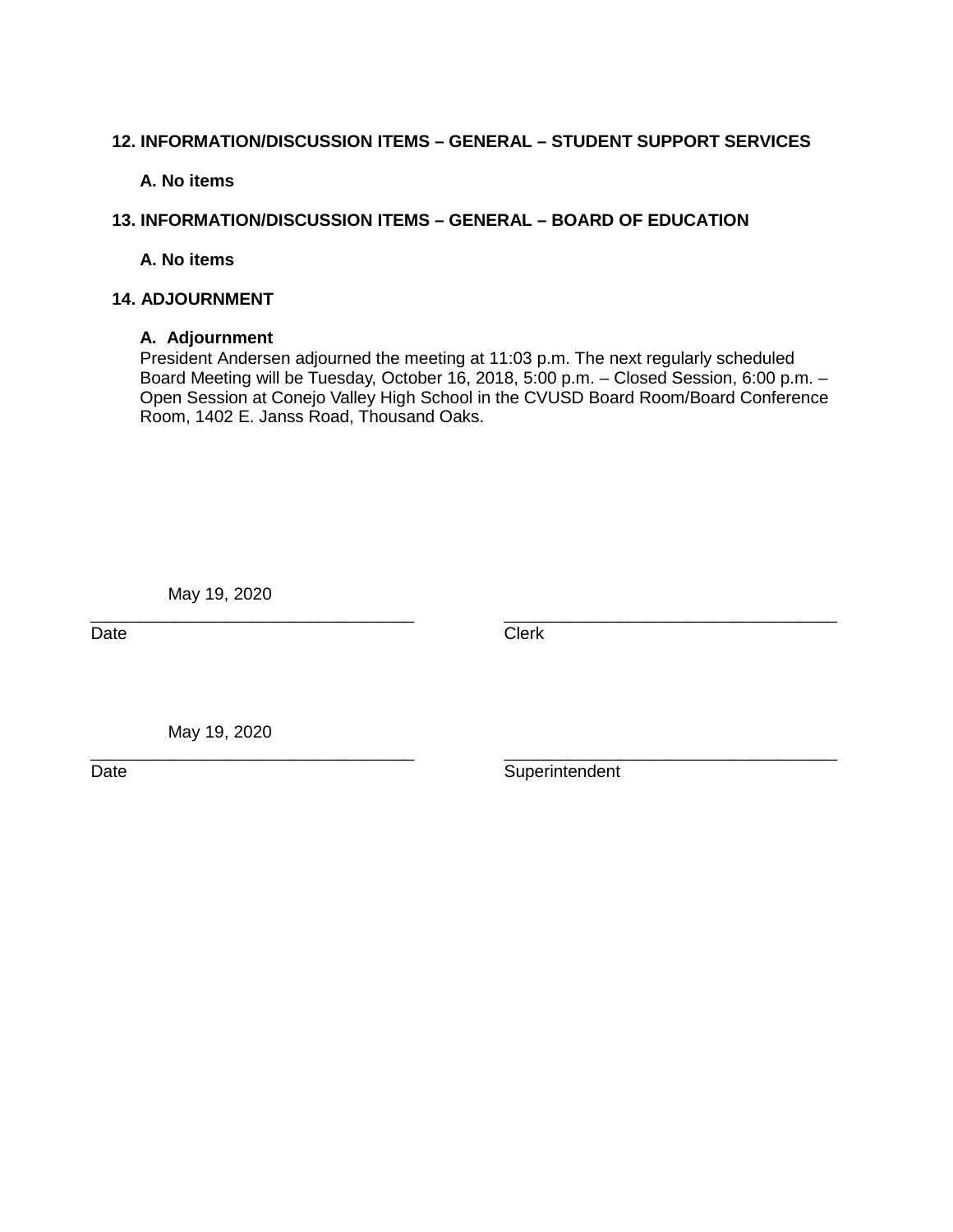## 12. INFORMATION/DISCUSSION ITEMS – GENERAL – STUDENT SUPPORT SERVICES

**A. No items**

## 13. INFORMATION/DISCUSSION ITEMS – GENERAL – BOARD OF EDUCATION

**A. No items**

## 14. ADJOURNMENT

**A. Adjournment**

President Andersen adjourned the meeting at 11:03 p.m. The next regularly scheduled Board Meeting will be Tuesday, October 16, 2018, 5:00 p.m. – Closed Session, 6:00 p.m. – Open Session at Conejo Valley High School in the CVUSD Board Room/Board Conference Room, 1402 E. Janss Road, Thousand Oaks.

May 19, 2020
___________________________________ ___________________________________
Date Clerk

May 19, 2020
___________________________________ ___________________________________
Date Superintendent